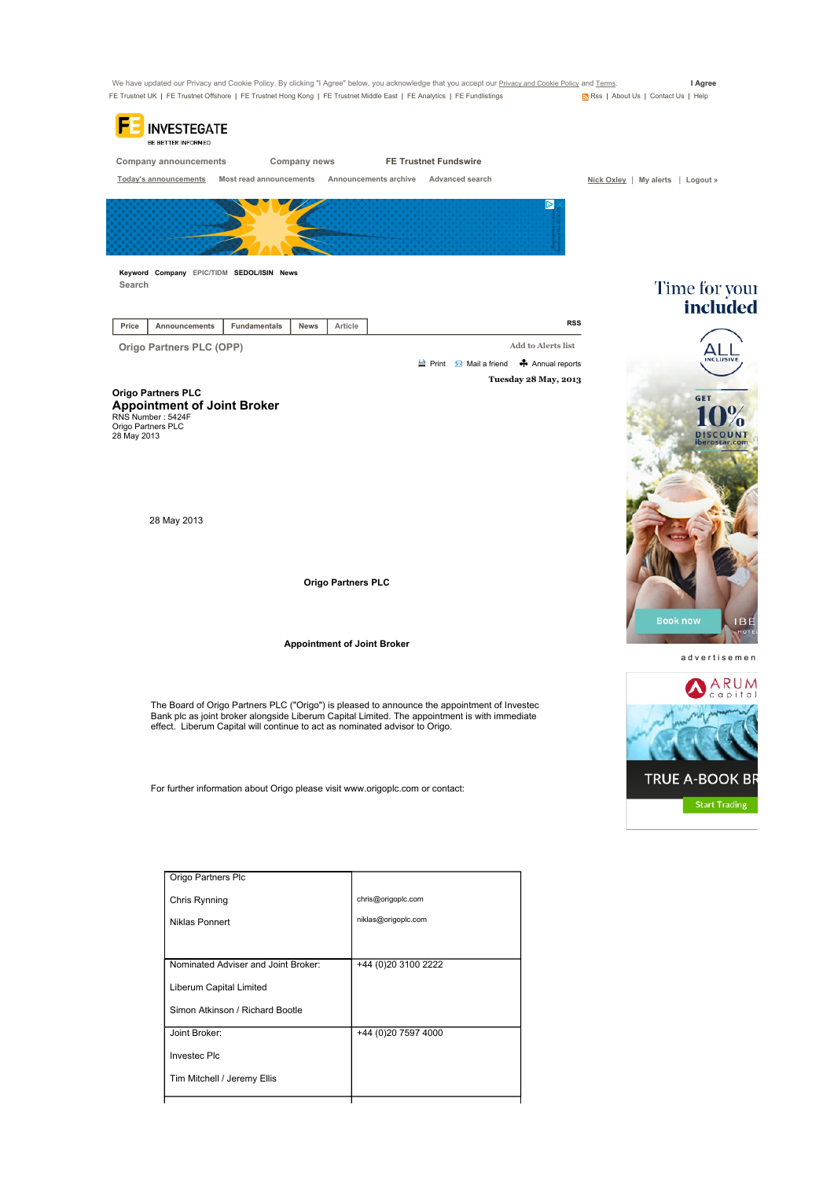We have updated our Privacy and Cookie Policy. By clicking "I Agree" below, you acknowledge that you accept our Privacy and Cookie Policy and Terms. **I Agree**

FE Trustnet UK | FE Trustnet Offshore | FE Trustnet Hong Kong | FE Trustnet Middle East | FE Analytics | FE Fundlistings    Rss | About Us | Contact Us | Help

FE INVESTEGATE
BE BETTER INFORMED

Company announcements    Company news    FE Trustnet Fundswire

Today's announcements    Most read announcements    Announcements archive    Advanced search    Nick Oxley | My alerts | Logout »

Keyword Company EPIC/TIDM SEDOL/ISIN News
Search

Price | Announcements | Fundamentals | News | Article    RSS

Origo Partners PLC (OPP)    Add to Alerts list

Print    Mail a friend    Annual reports

Tuesday 28 May, 2013

**Origo Partners PLC**

## Appointment of Joint Broker

RNS Number : 5424F
Origo Partners PLC
28 May 2013

28 May 2013

**Origo Partners PLC**

**Appointment of Joint Broker**

The Board of Origo Partners PLC ("Origo") is pleased to announce the appointment of Investec Bank plc as joint broker alongside Liberum Capital Limited. The appointment is with immediate effect. Liberum Capital will continue to act as nominated advisor to Origo.

For further information about Origo please visit www.origoplc.com or contact:

| | |
|---|---|
| Origo Partners Plc<br><br>Chris Rynning<br><br>Niklas Ponnert | <br><br>chris@origoplc.com<br><br>niklas@origoplc.com |
| Nominated Adviser and Joint Broker:<br><br>Liberum Capital Limited<br><br>Simon Atkinson / Richard Bootle | +44 (0)20 3100 2222 |
| Joint Broker:<br><br>Investec Plc<br><br>Tim Mitchell / Jeremy Ellis | +44 (0)20 7597 4000 |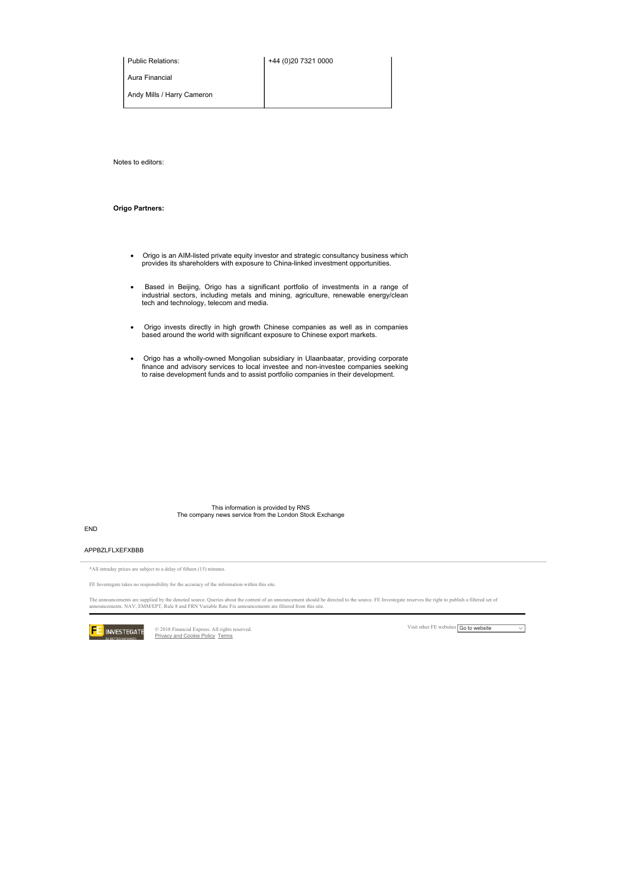| | |
|---|---|
| Public Relations:<br>Aura Financial<br>Andy Mills / Harry Cameron | +44 (0)20 7321 0000 |

Notes to editors:

**Origo Partners:**

- Origo is an AIM-listed private equity investor and strategic consultancy business which provides its shareholders with exposure to China-linked investment opportunities.
- Based in Beijing, Origo has a significant portfolio of investments in a range of industrial sectors, including metals and mining, agriculture, renewable energy/clean tech and technology, telecom and media.
- Origo invests directly in high growth Chinese companies as well as in companies based around the world with significant exposure to Chinese export markets.
- Origo has a wholly-owned Mongolian subsidiary in Ulaanbaatar, providing corporate finance and advisory services to local investee and non-investee companies seeking to raise development funds and to assist portfolio companies in their development.

This information is provided by RNS
The company news service from the London Stock Exchange

END

APPBZLFLXEFXBBB

*All intraday prices are subject to a delay of fifteen (15) minutes.

FE Investegate takes no responsibility for the accuracy of the information within this site.

The announcements are supplied by the denoted source. Queries about the content of an announcement should be directed to the source. FE Investegate reserves the right to publish a filtered set of announcements. NAV, EMM/EPT, Rule 8 and FRN Variable Rate Fix announcements are filtered from this site.

© 2018 Financial Express. All rights reserved.
Privacy and Cookie Policy Terms

Visit other FE websites Go to website